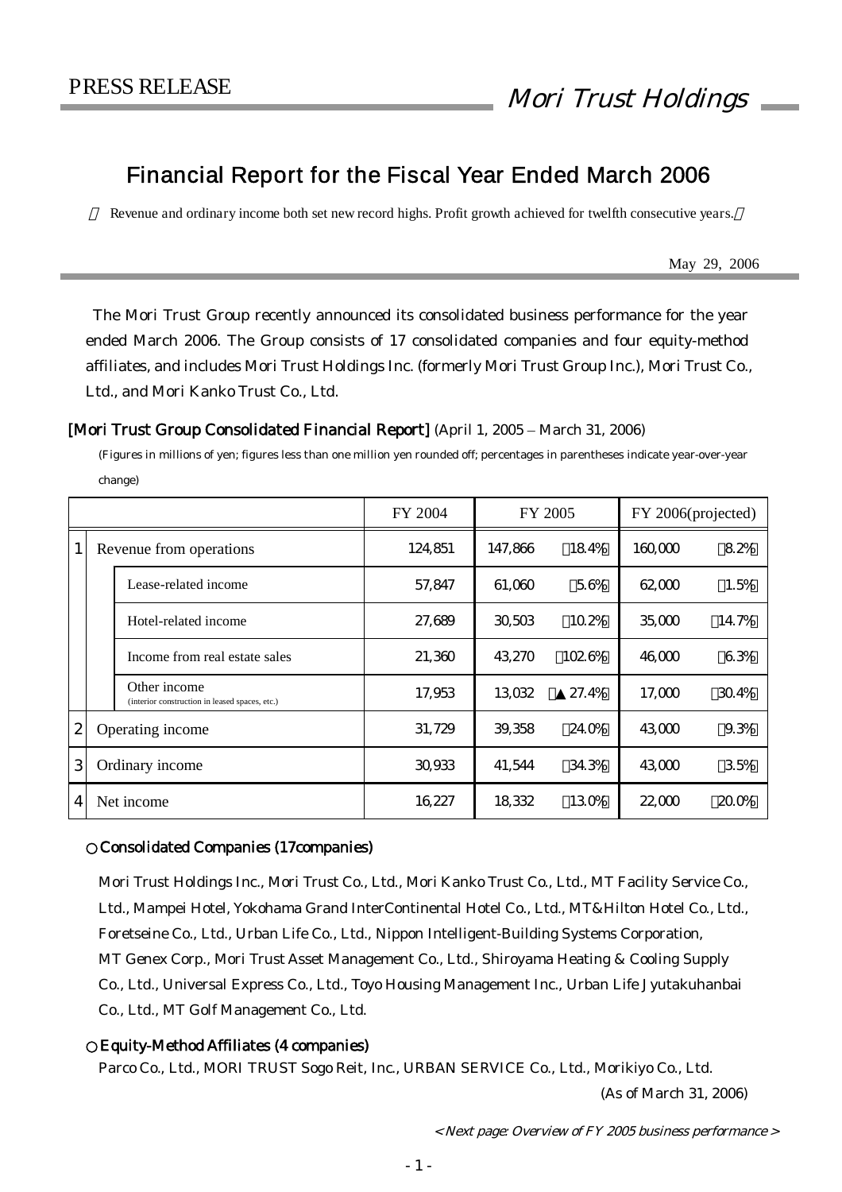PRESS RELEASE

*Mori Trust Holdings*

# Financial Report for the Fiscal Year Ended March 2006

～ Revenue and ordinary income both set new record highs. Profit growth achieved for twelfth consecutive years. ～

May 29, 2006

The Mori Trust Group recently announced its consolidated business performance for the year ended March 2006. The Group consists of 17 consolidated companies and four equity-method affiliates, and includes Mori Trust Holdings Inc. (formerly Mori Trust Group Inc.), Mori Trust Co., Ltd., and Mori Kanko Trust Co., Ltd.

### [Mori Trust Group Consolidated Financial Report] (April 1, 2005 – March 31, 2006)

(Figures in millions of yen; figures less than one million yen rounded off; percentages in parentheses indicate year-over-year change)

| | | | FY 2004 | FY 2005 | | FY 2006(projected) | |
|---|---|---|---|---|---|---|---|
| 1 | Revenue from operations | | 124,851 | 147,866 | (18.4%) | 160,000 | (8.2%) |
| | | Lease-related income | 57,847 | 61,060 | (5.6%) | 62,000 | (1.5%) |
| | | Hotel-related income | 27,689 | 30,503 | (10.2%) | 35,000 | (14.7%) |
| | | Income from real estate sales | 21,360 | 43,270 | (102.6%) | 46,000 | (6.3%) |
| | | Other income (interior construction in leased spaces, etc.) | 17,953 | 13,032 | (▲27.4%) | 17,000 | (30.4%) |
| 2 | Operating income | | 31,729 | 39,358 | (24.0%) | 43,000 | (9.3%) |
| 3 | Ordinary income | | 30,933 | 41,544 | (34.3%) | 43,000 | (3.5%) |
| 4 | Net income | | 16,227 | 18,332 | (13.0%) | 22,000 | (20.0%) |

### ○ Consolidated Companies (17companies)

Mori Trust Holdings Inc., Mori Trust Co., Ltd., Mori Kanko Trust Co., Ltd., MT Facility Service Co., Ltd., Mampei Hotel, Yokohama Grand InterContinental Hotel Co., Ltd., MT&Hilton Hotel Co., Ltd., Foretseine Co., Ltd., Urban Life Co., Ltd., Nippon Intelligent-Building Systems Corporation, MT Genex Corp., Mori Trust Asset Management Co., Ltd., Shiroyama Heating & Cooling Supply Co., Ltd., Universal Express Co., Ltd., Toyo Housing Management Inc., Urban Life Jyutakuhanbai Co., Ltd., MT Golf Management Co., Ltd.

### ○ Equity-Method Affiliates (4 companies)

Parco Co., Ltd., MORI TRUST Sogo Reit, Inc., URBAN SERVICE Co., Ltd., Morikiyo Co., Ltd.

(As of March 31, 2006)

*< Next page: Overview of FY 2005 business performance >*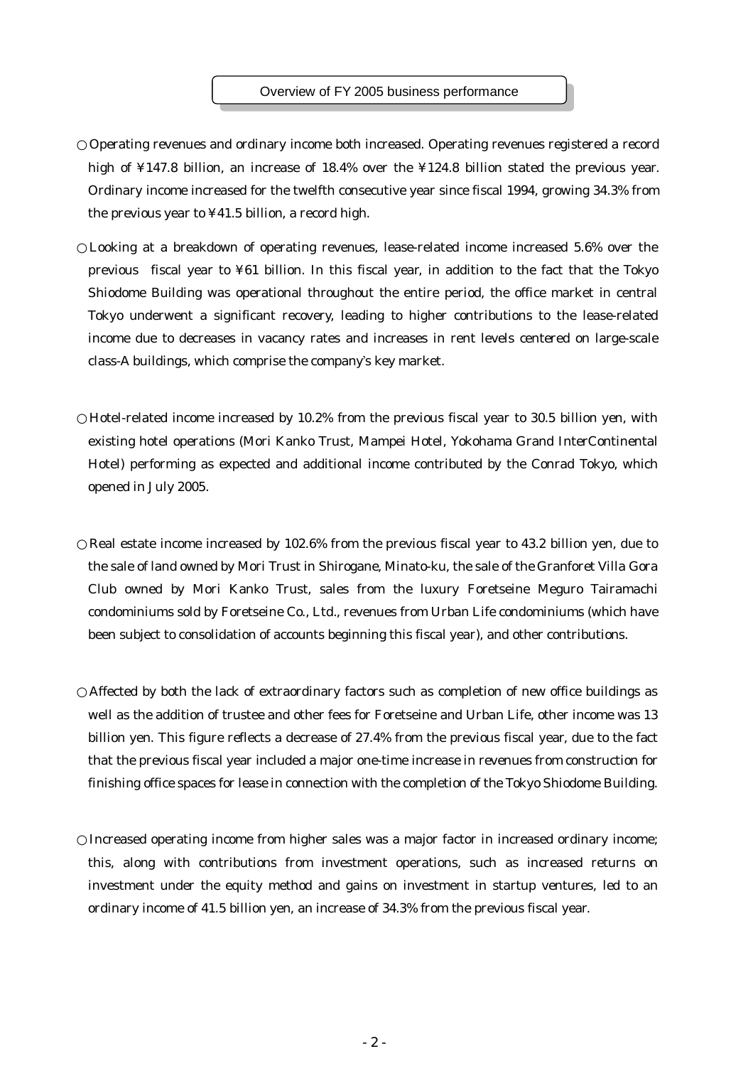## Overview of FY 2005 business performance

○ Operating revenues and ordinary income both increased. Operating revenues registered a record high of ¥147.8 billion, an increase of 18.4% over the ¥124.8 billion stated the previous year. Ordinary income increased for the twelfth consecutive year since fiscal 1994, growing 34.3% from the previous year to ¥41.5 billion, a record high.

○ Looking at a breakdown of operating revenues, lease-related income increased 5.6% over the previous fiscal year to ¥61 billion. In this fiscal year, in addition to the fact that the Tokyo Shiodome Building was operational throughout the entire period, the office market in central Tokyo underwent a significant recovery, leading to higher contributions to the lease-related income due to decreases in vacancy rates and increases in rent levels centered on large-scale class-A buildings, which comprise the company's key market.

○ Hotel-related income increased by 10.2% from the previous fiscal year to 30.5 billion yen, with existing hotel operations (Mori Kanko Trust, Mampei Hotel, Yokohama Grand InterContinental Hotel) performing as expected and additional income contributed by the Conrad Tokyo, which opened in July 2005.

○ Real estate income increased by 102.6% from the previous fiscal year to 43.2 billion yen, due to the sale of land owned by Mori Trust in Shirogane, Minato-ku, the sale of the Granforet Villa Gora Club owned by Mori Kanko Trust, sales from the luxury Foretseine Meguro Tairamachi condominiums sold by Foretseine Co., Ltd., revenues from Urban Life condominiums (which have been subject to consolidation of accounts beginning this fiscal year), and other contributions.

○ Affected by both the lack of extraordinary factors such as completion of new office buildings as well as the addition of trustee and other fees for Foretseine and Urban Life, other income was 13 billion yen. This figure reflects a decrease of 27.4% from the previous fiscal year, due to the fact that the previous fiscal year included a major one-time increase in revenues from construction for finishing office spaces for lease in connection with the completion of the Tokyo Shiodome Building.

○ Increased operating income from higher sales was a major factor in increased ordinary income; this, along with contributions from investment operations, such as increased returns on investment under the equity method and gains on investment in startup ventures, led to an ordinary income of 41.5 billion yen, an increase of 34.3% from the previous fiscal year.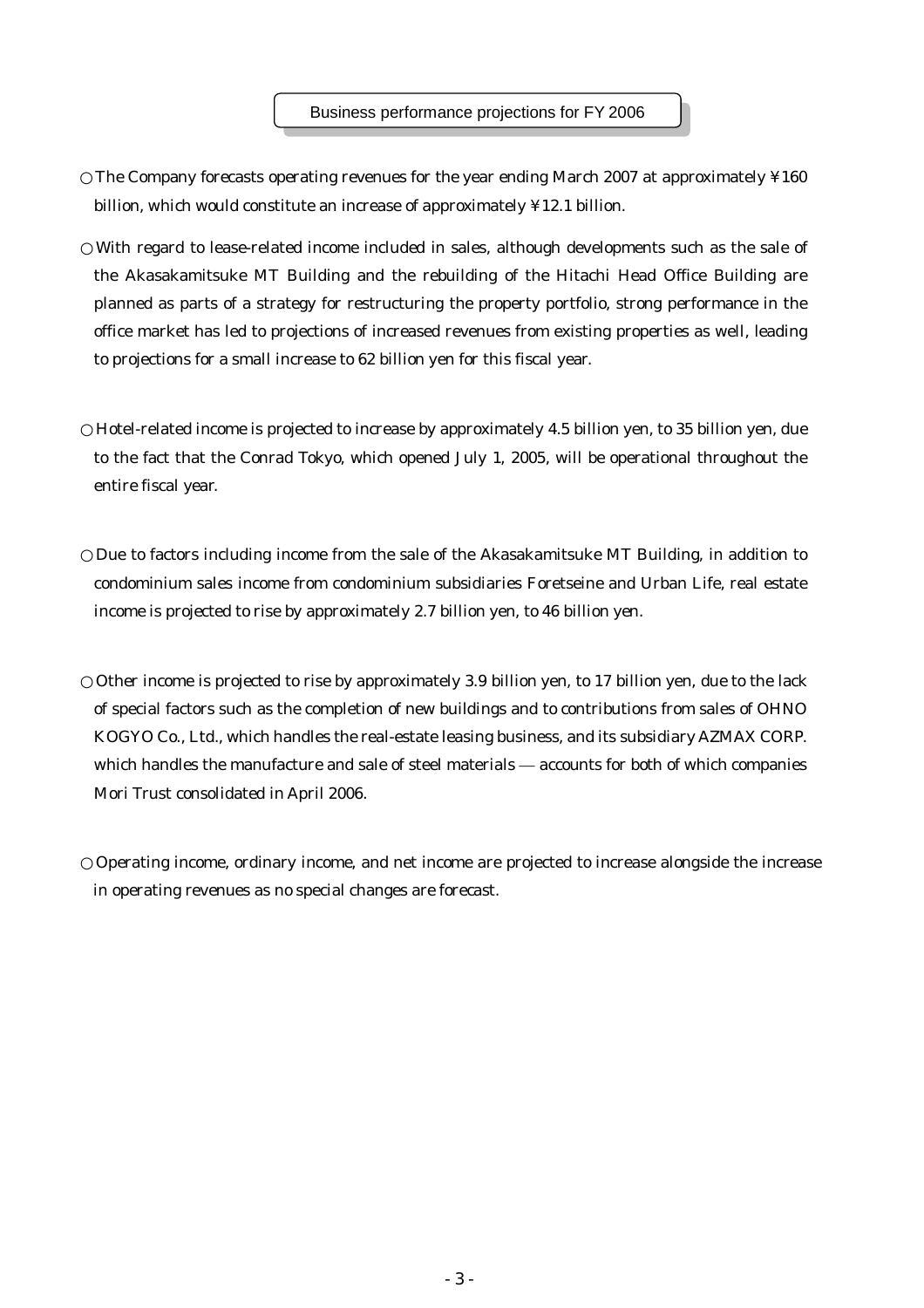## Business performance projections for FY 2006

○ The Company forecasts operating revenues for the year ending March 2007 at approximately ¥160 billion, which would constitute an increase of approximately ¥12.1 billion.

○ With regard to lease-related income included in sales, although developments such as the sale of the Akasakamitsuke MT Building and the rebuilding of the Hitachi Head Office Building are planned as parts of a strategy for restructuring the property portfolio, strong performance in the office market has led to projections of increased revenues from existing properties as well, leading to projections for a small increase to 62 billion yen for this fiscal year.

○ Hotel-related income is projected to increase by approximately 4.5 billion yen, to 35 billion yen, due to the fact that the Conrad Tokyo, which opened July 1, 2005, will be operational throughout the entire fiscal year.

○ Due to factors including income from the sale of the Akasakamitsuke MT Building, in addition to condominium sales income from condominium subsidiaries Foretseine and Urban Life, real estate income is projected to rise by approximately 2.7 billion yen, to 46 billion yen.

○ Other income is projected to rise by approximately 3.9 billion yen, to 17 billion yen, due to the lack of special factors such as the completion of new buildings and to contributions from sales of OHNO KOGYO Co., Ltd., which handles the real-estate leasing business, and its subsidiary AZMAX CORP. which handles the manufacture and sale of steel materials — accounts for both of which companies Mori Trust consolidated in April 2006.

○ Operating income, ordinary income, and net income are projected to increase alongside the increase in operating revenues as no special changes are forecast.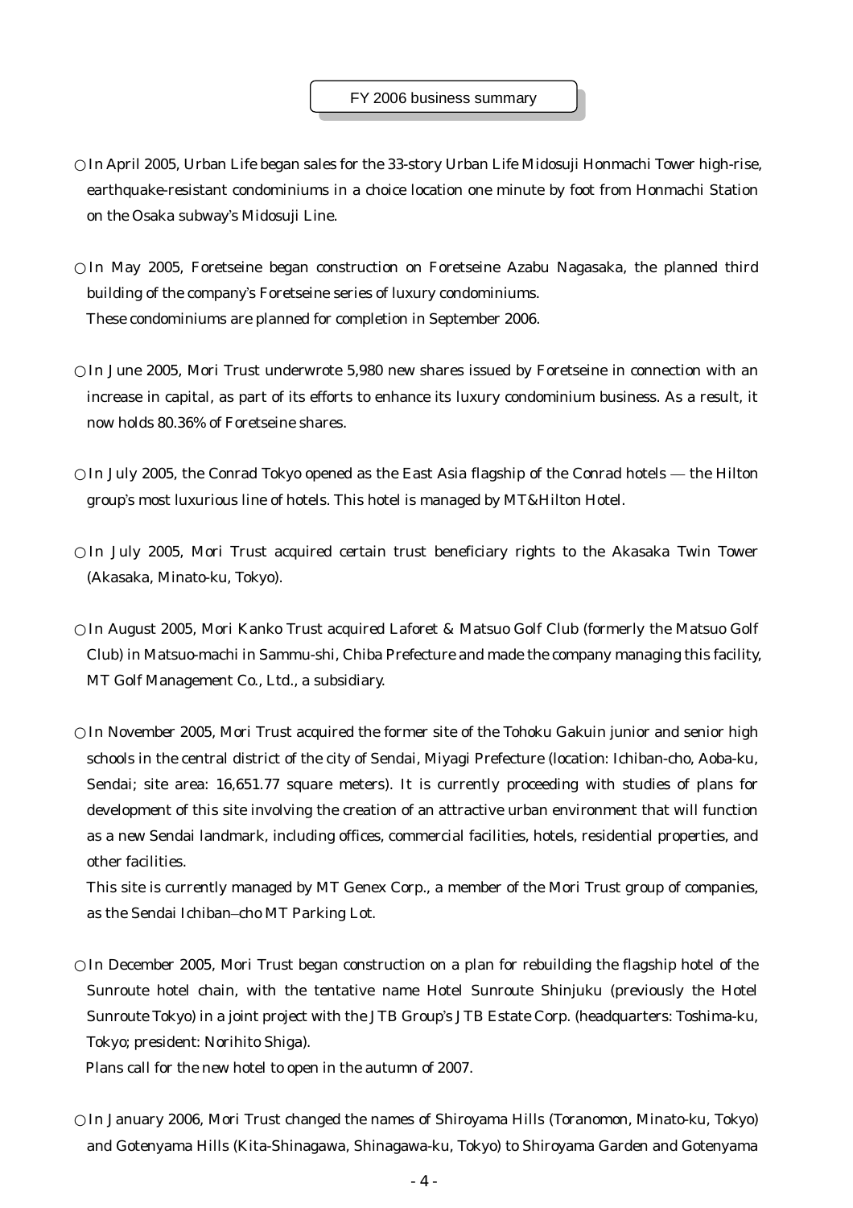## FY 2006 business summary

○ In April 2005, Urban Life began sales for the 33-story Urban Life Midosuji Honmachi Tower high-rise, earthquake-resistant condominiums in a choice location one minute by foot from Honmachi Station on the Osaka subway's Midosuji Line.

○ In May 2005, Foretseine began construction on Foretseine Azabu Nagasaka, the planned third building of the company's Foretseine series of luxury condominiums.
These condominiums are planned for completion in September 2006.

○ In June 2005, Mori Trust underwrote 5,980 new shares issued by Foretseine in connection with an increase in capital, as part of its efforts to enhance its luxury condominium business. As a result, it now holds 80.36% of Foretseine shares.

○ In July 2005, the Conrad Tokyo opened as the East Asia flagship of the Conrad hotels — the Hilton group's most luxurious line of hotels. This hotel is managed by MT&Hilton Hotel.

○ In July 2005, Mori Trust acquired certain trust beneficiary rights to the Akasaka Twin Tower (Akasaka, Minato-ku, Tokyo).

○ In August 2005, Mori Kanko Trust acquired Laforet & Matsuo Golf Club (formerly the Matsuo Golf Club) in Matsuo-machi in Sammu-shi, Chiba Prefecture and made the company managing this facility, MT Golf Management Co., Ltd., a subsidiary.

○ In November 2005, Mori Trust acquired the former site of the Tohoku Gakuin junior and senior high schools in the central district of the city of Sendai, Miyagi Prefecture (location: Ichiban-cho, Aoba-ku, Sendai; site area: 16,651.77 square meters). It is currently proceeding with studies of plans for development of this site involving the creation of an attractive urban environment that will function as a new Sendai landmark, including offices, commercial facilities, hotels, residential properties, and other facilities.
This site is currently managed by MT Genex Corp., a member of the Mori Trust group of companies, as the Sendai Ichiban-cho MT Parking Lot.

○ In December 2005, Mori Trust began construction on a plan for rebuilding the flagship hotel of the Sunroute hotel chain, with the tentative name Hotel Sunroute Shinjuku (previously the Hotel Sunroute Tokyo) in a joint project with the JTB Group's JTB Estate Corp. (headquarters: Toshima-ku, Tokyo; president: Norihito Shiga).
Plans call for the new hotel to open in the autumn of 2007.

○ In January 2006, Mori Trust changed the names of Shiroyama Hills (Toranomon, Minato-ku, Tokyo) and Gotenyama Hills (Kita-Shinagawa, Shinagawa-ku, Tokyo) to Shiroyama Garden and Gotenyama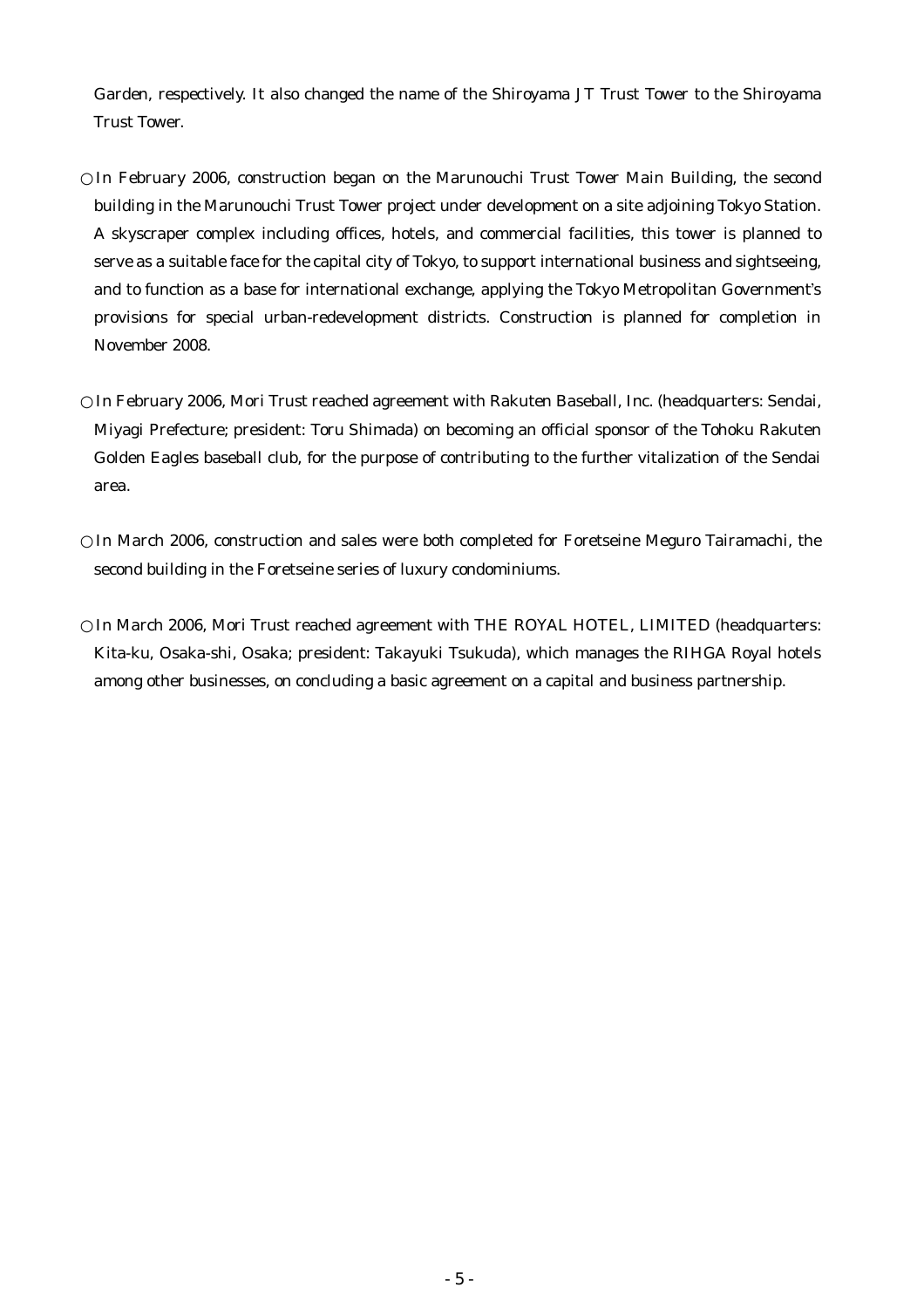Garden, respectively. It also changed the name of the Shiroyama JT Trust Tower to the Shiroyama Trust Tower.

○ In February 2006, construction began on the Marunouchi Trust Tower Main Building, the second building in the Marunouchi Trust Tower project under development on a site adjoining Tokyo Station. A skyscraper complex including offices, hotels, and commercial facilities, this tower is planned to serve as a suitable face for the capital city of Tokyo, to support international business and sightseeing, and to function as a base for international exchange, applying the Tokyo Metropolitan Government's provisions for special urban-redevelopment districts. Construction is planned for completion in November 2008.

○ In February 2006, Mori Trust reached agreement with Rakuten Baseball, Inc. (headquarters: Sendai, Miyagi Prefecture; president: Toru Shimada) on becoming an official sponsor of the Tohoku Rakuten Golden Eagles baseball club, for the purpose of contributing to the further vitalization of the Sendai area.

○ In March 2006, construction and sales were both completed for Foretseine Meguro Tairamachi, the second building in the Foretseine series of luxury condominiums.

○ In March 2006, Mori Trust reached agreement with THE ROYAL HOTEL, LIMITED (headquarters: Kita-ku, Osaka-shi, Osaka; president: Takayuki Tsukuda), which manages the RIHGA Royal hotels among other businesses, on concluding a basic agreement on a capital and business partnership.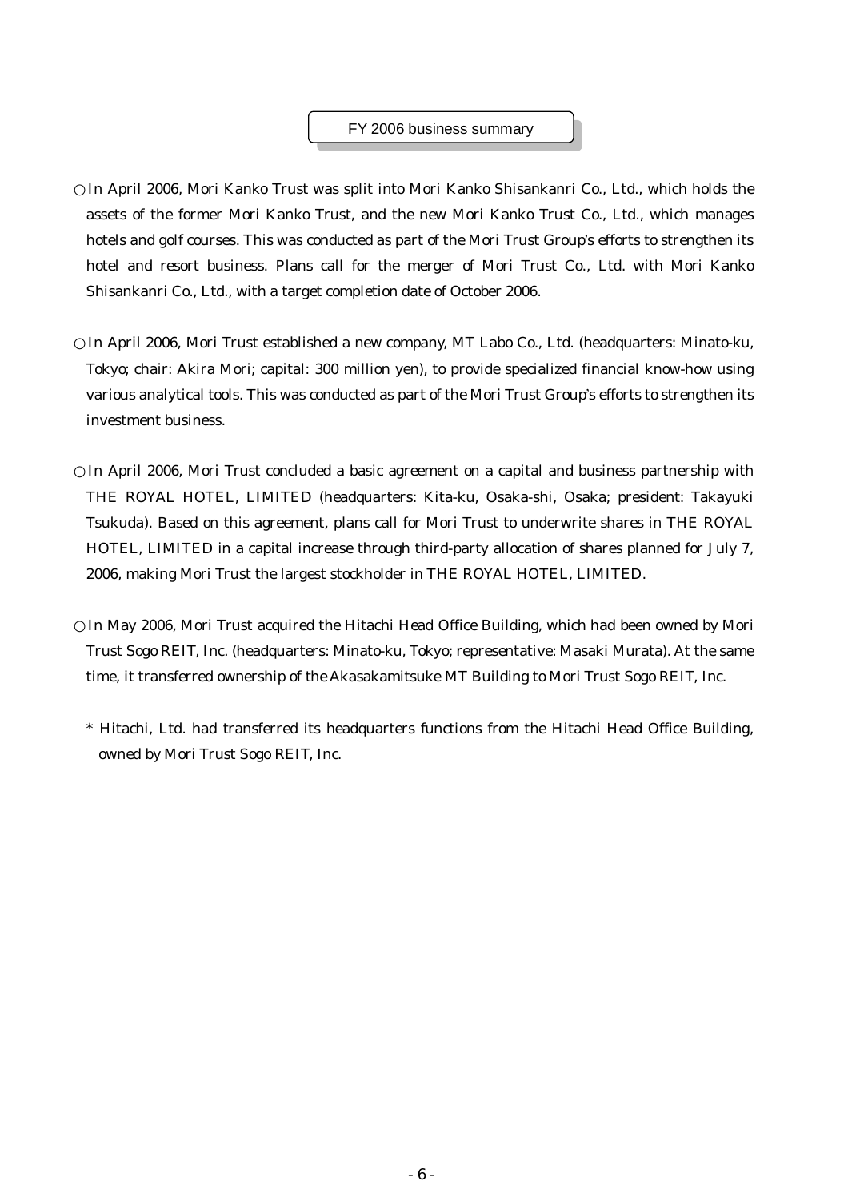## FY 2006 business summary

○In April 2006, Mori Kanko Trust was split into Mori Kanko Shisankanri Co., Ltd., which holds the assets of the former Mori Kanko Trust, and the new Mori Kanko Trust Co., Ltd., which manages hotels and golf courses. This was conducted as part of the Mori Trust Group's efforts to strengthen its hotel and resort business. Plans call for the merger of Mori Trust Co., Ltd. with Mori Kanko Shisankanri Co., Ltd., with a target completion date of October 2006.

○In April 2006, Mori Trust established a new company, MT Labo Co., Ltd. (headquarters: Minato-ku, Tokyo; chair: Akira Mori; capital: 300 million yen), to provide specialized financial know-how using various analytical tools. This was conducted as part of the Mori Trust Group's efforts to strengthen its investment business.

○In April 2006, Mori Trust concluded a basic agreement on a capital and business partnership with THE ROYAL HOTEL, LIMITED (headquarters: Kita-ku, Osaka-shi, Osaka; president: Takayuki Tsukuda). Based on this agreement, plans call for Mori Trust to underwrite shares in THE ROYAL HOTEL, LIMITED in a capital increase through third-party allocation of shares planned for July 7, 2006, making Mori Trust the largest stockholder in THE ROYAL HOTEL, LIMITED.

○In May 2006, Mori Trust acquired the Hitachi Head Office Building, which had been owned by Mori Trust Sogo REIT, Inc. (headquarters: Minato-ku, Tokyo; representative: Masaki Murata). At the same time, it transferred ownership of the Akasakamitsuke MT Building to Mori Trust Sogo REIT, Inc.

\* Hitachi, Ltd. had transferred its headquarters functions from the Hitachi Head Office Building, owned by Mori Trust Sogo REIT, Inc.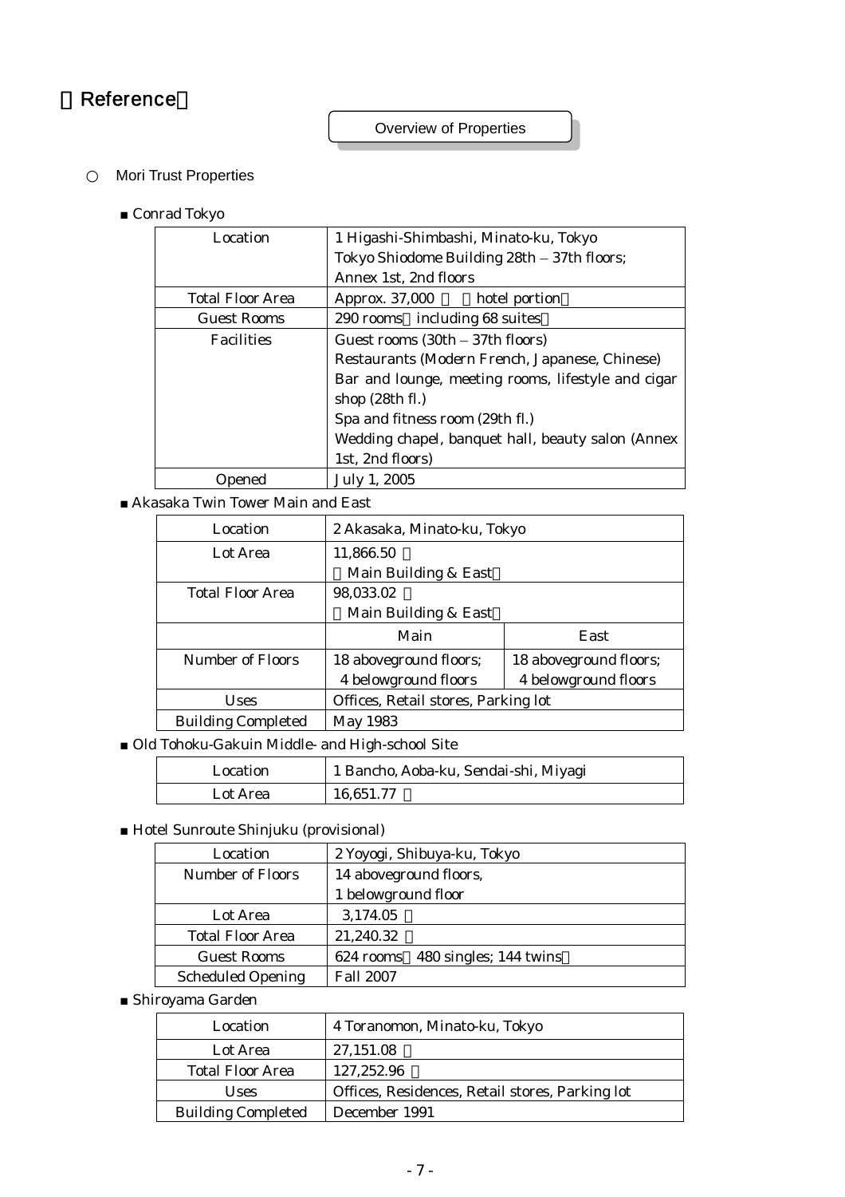# Reference

## Overview of Properties

○ Mori Trust Properties

■ Conrad Tokyo

| Location | 1 Higashi-Shimbashi, Minato-ku, Tokyo<br>Tokyo Shiodome Building 28th – 37th floors;<br>Annex 1st, 2nd floors |
|---|---|
| Total Floor Area | Approx. 37,000 　 hotel portion |
| Guest Rooms | 290 rooms including 68 suites |
| Facilities | Guest rooms (30th – 37th floors)<br>Restaurants (Modern French, Japanese, Chinese)<br>Bar and lounge, meeting rooms, lifestyle and cigar shop (28th fl.)<br>Spa and fitness room (29th fl.)<br>Wedding chapel, banquet hall, beauty salon (Annex 1st, 2nd floors) |
| Opened | July 1, 2005 |

■ Akasaka Twin Tower Main and East

| Location | 2 Akasaka, Minato-ku, Tokyo | |
|---|---|---|
| Lot Area | 11,866.50<br>Main Building & East | |
| Total Floor Area | 98,033.02<br>Main Building & East | |
| | Main | East |
| Number of Floors | 18 aboveground floors;<br>4 belowground floors | 18 aboveground floors;<br>4 belowground floors |
| Uses | Offices, Retail stores, Parking lot | |
| Building Completed | May 1983 | |

■ Old Tohoku-Gakuin Middle- and High-school Site

| Location | 1 Bancho, Aoba-ku, Sendai-shi, Miyagi |
|---|---|
| Lot Area | 16,651.77 |

■ Hotel Sunroute Shinjuku (provisional)

| Location | 2 Yoyogi, Shibuya-ku, Tokyo |
|---|---|
| Number of Floors | 14 aboveground floors,<br>1 belowground floor |
| Lot Area | 3,174.05 |
| Total Floor Area | 21,240.32 |
| Guest Rooms | 624 rooms 480 singles; 144 twins |
| Scheduled Opening | Fall 2007 |

■ Shiroyama Garden

| Location | 4 Toranomon, Minato-ku, Tokyo |
|---|---|
| Lot Area | 27,151.08 |
| Total Floor Area | 127,252.96 |
| Uses | Offices, Residences, Retail stores, Parking lot |
| Building Completed | December 1991 |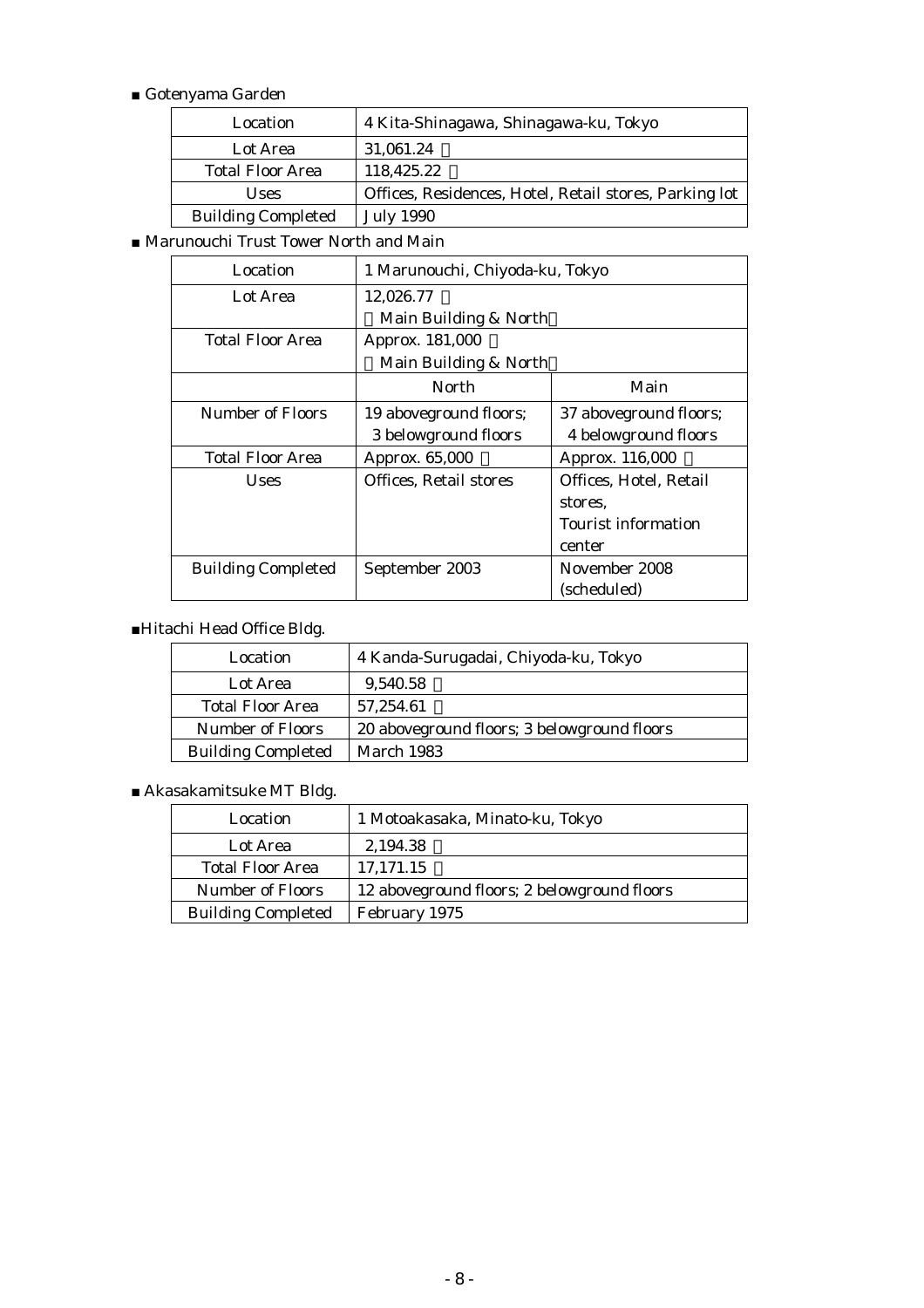■ Gotenyama Garden

| Location | 4 Kita-Shinagawa, Shinagawa-ku, Tokyo |
|---|---|
| Lot Area | 31,061.24 ㎡ |
| Total Floor Area | 118,425.22 ㎡ |
| Uses | Offices, Residences, Hotel, Retail stores, Parking lot |
| Building Completed | July 1990 |

■ Marunouchi Trust Tower North and Main

| Location | 1 Marunouchi, Chiyoda-ku, Tokyo | |
|---|---|---|
| Lot Area | 12,026.77 ㎡ (Main Building & North) | |
| Total Floor Area | Approx. 181,000 ㎡ (Main Building & North) | |
| | North | Main |
| Number of Floors | 19 aboveground floors; 3 belowground floors | 37 aboveground floors; 4 belowground floors |
| Total Floor Area | Approx. 65,000 ㎡ | Approx. 116,000 ㎡ |
| Uses | Offices, Retail stores | Offices, Hotel, Retail stores, Tourist information center |
| Building Completed | September 2003 | November 2008 (scheduled) |

■Hitachi Head Office Bldg.

| Location | 4 Kanda-Surugadai, Chiyoda-ku, Tokyo |
|---|---|
| Lot Area | 9,540.58 ㎡ |
| Total Floor Area | 57,254.61 ㎡ |
| Number of Floors | 20 aboveground floors; 3 belowground floors |
| Building Completed | March 1983 |

■ Akasakamitsuke MT Bldg.

| Location | 1 Motoakasaka, Minato-ku, Tokyo |
|---|---|
| Lot Area | 2,194.38 ㎡ |
| Total Floor Area | 17,171.15 ㎡ |
| Number of Floors | 12 aboveground floors; 2 belowground floors |
| Building Completed | February 1975 |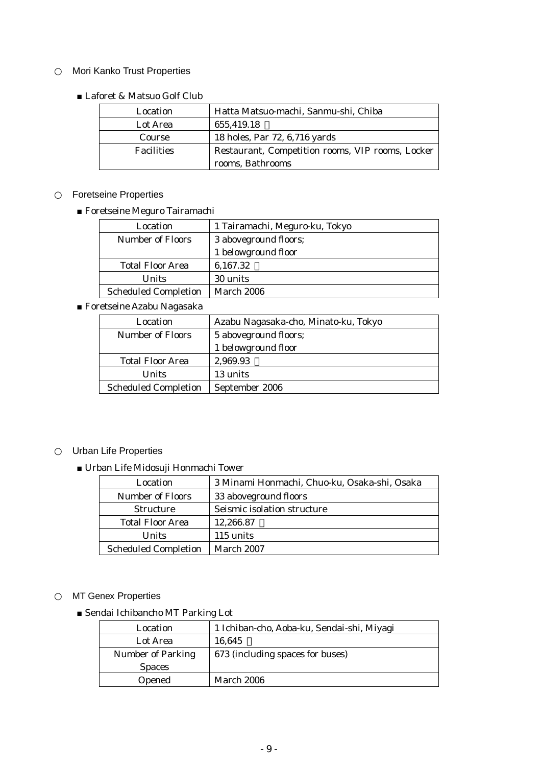○ Mori Kanko Trust Properties

■ Laforet & Matsuo Golf Club

| Location | Hatta Matsuo-machi, Sanmu-shi, Chiba |
|---|---|
| Lot Area | 655,419.18 ㎡ |
| Course | 18 holes, Par 72, 6,716 yards |
| Facilities | Restaurant, Competition rooms, VIP rooms, Locker rooms, Bathrooms |

○ Foretseine Properties

■ Foretseine Meguro Tairamachi

| Location | 1 Tairamachi, Meguro-ku, Tokyo |
|---|---|
| Number of Floors | 3 aboveground floors; 1 belowground floor |
| Total Floor Area | 6,167.32 ㎡ |
| Units | 30 units |
| Scheduled Completion | March 2006 |

■ Foretseine Azabu Nagasaka

| Location | Azabu Nagasaka-cho, Minato-ku, Tokyo |
|---|---|
| Number of Floors | 5 aboveground floors; 1 belowground floor |
| Total Floor Area | 2,969.93 ㎡ |
| Units | 13 units |
| Scheduled Completion | September 2006 |

○ Urban Life Properties

■ Urban Life Midosuji Honmachi Tower

| Location | 3 Minami Honmachi, Chuo-ku, Osaka-shi, Osaka |
|---|---|
| Number of Floors | 33 aboveground floors |
| Structure | Seismic isolation structure |
| Total Floor Area | 12,266.87 ㎡ |
| Units | 115 units |
| Scheduled Completion | March 2007 |

○ MT Genex Properties

■ Sendai Ichibancho MT Parking Lot

| Location | 1 Ichiban-cho, Aoba-ku, Sendai-shi, Miyagi |
|---|---|
| Lot Area | 16,645 ㎡ |
| Number of Parking Spaces | 673 (including spaces for buses) |
| Opened | March 2006 |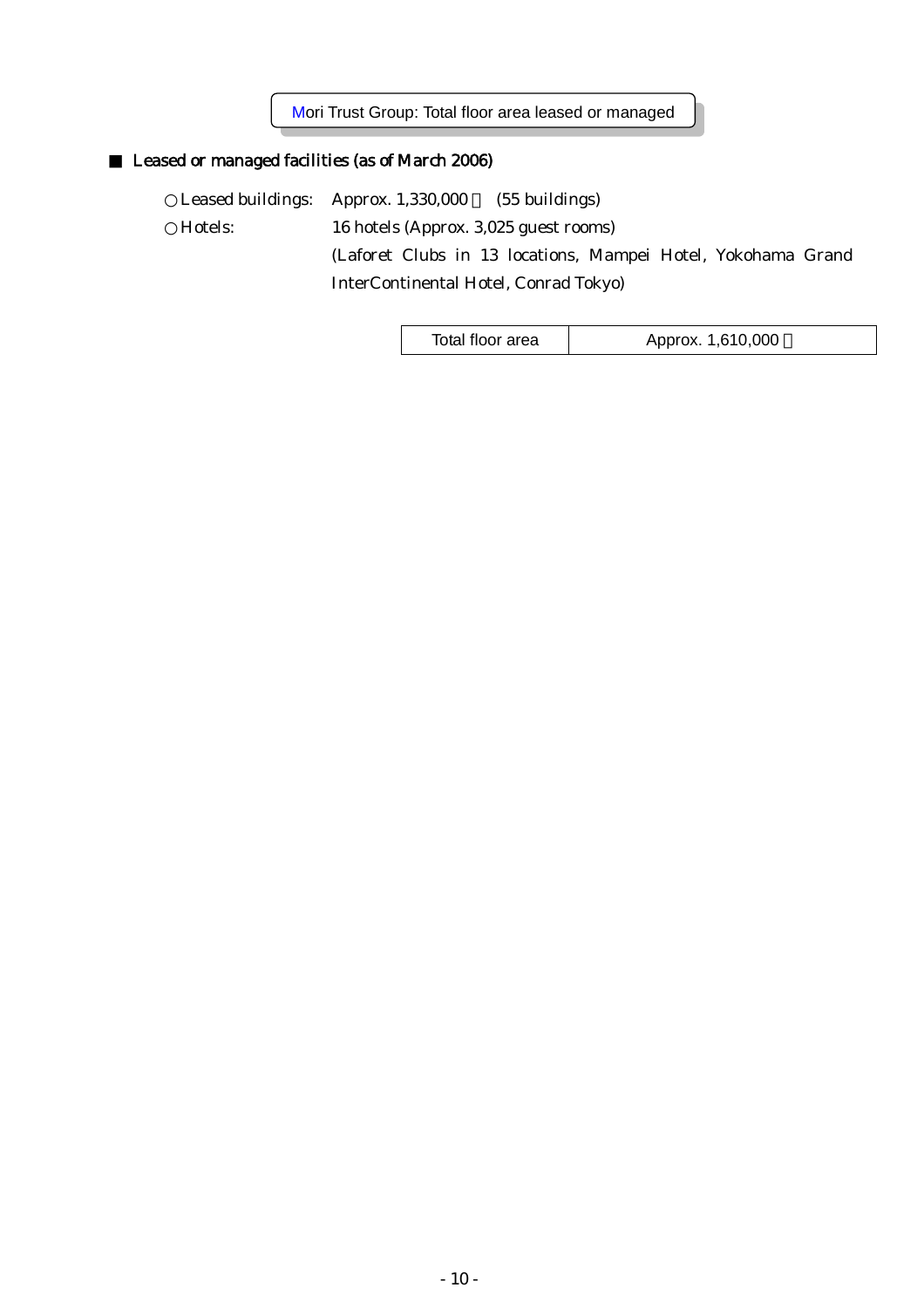# Mori Trust Group: Total floor area leased or managed

## ■ Leased or managed facilities (as of March 2006)

○ Leased buildings: Approx. 1,330,000 ㎡ (55 buildings)

○ Hotels: 16 hotels (Approx. 3,025 guest rooms)
(Laforet Clubs in 13 locations, Mampei Hotel, Yokohama Grand InterContinental Hotel, Conrad Tokyo)

| Total floor area | Approx. 1,610,000 ㎡ |
|---|---|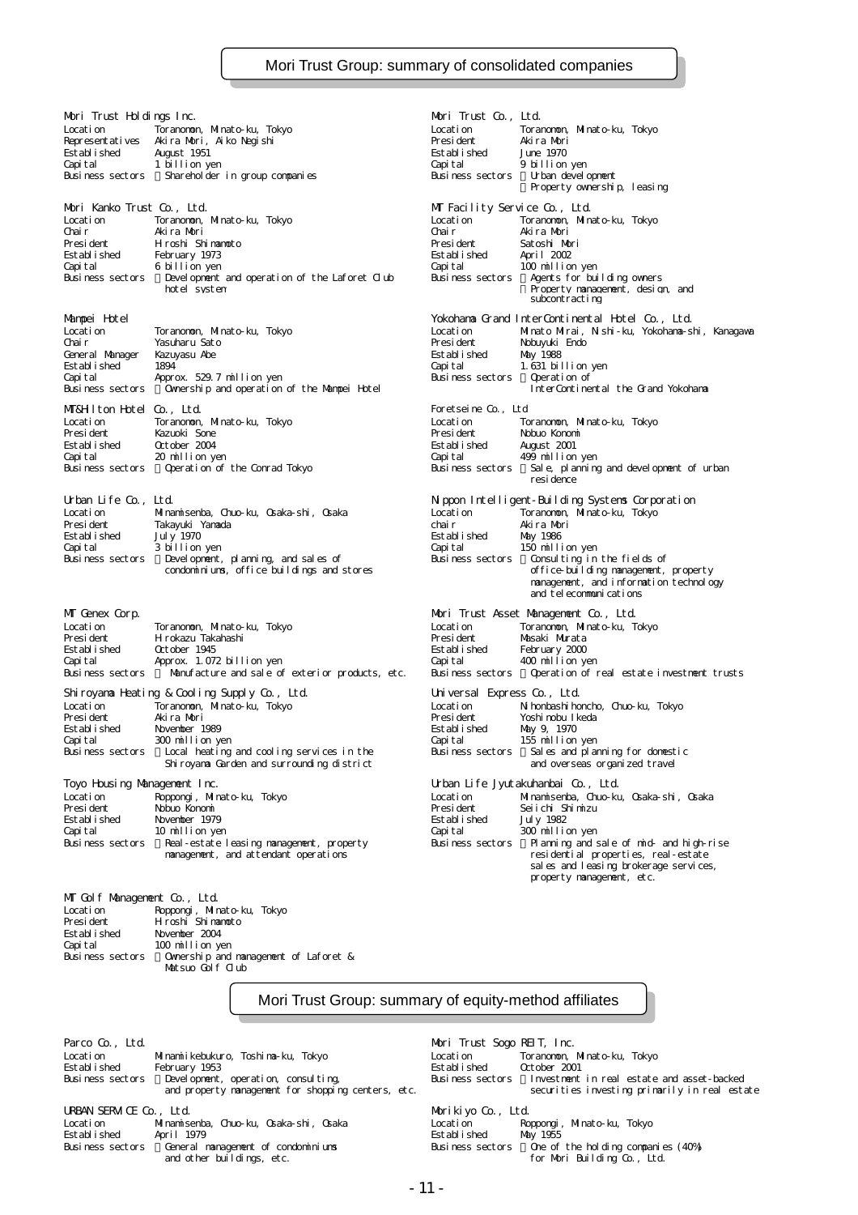# Mori Trust Group: summary of consolidated companies

**Mori Trust Holdings Inc.**
Location: Toranomon, Minato-ku, Tokyo
Representatives: Akira Mori, Aiko Negishi
Established: August 1951
Capital: 1 billion yen
Business sectors: Shareholder in group companies

**Mori Kanko Trust Co., Ltd.**
Location: Toranomon, Minato-ku, Tokyo
Chair: Akira Mori
President: Hiroshi Shimamoto
Established: February 1973
Capital: 6 billion yen
Business sectors: Development and operation of the Laforet Club hotel system

**Mampei Hotel**
Location: Toranomon, Minato-ku, Tokyo
Chair: Yasuharu Sato
General Manager: Kazuyasu Abe
Established: 1894
Capital: Approx. 529.7 million yen
Business sectors: Ownership and operation of the Mampei Hotel

**MT&Hilton Hotel Co., Ltd.**
Location: Toranomon, Minato-ku, Tokyo
President: Kazuoki Sone
Established: October 2004
Capital: 20 million yen
Business sectors: Operation of the Conrad Tokyo

**Urban Life Co., Ltd.**
Location: Minamisenba, Chuo-ku, Osaka-shi, Osaka
President: Takayuki Yamada
Established: July 1970
Capital: 3 billion yen
Business sectors: Development, planning, and sales of condominiums, office buildings and stores

**MT Genex Corp.**
Location: Toranomon, Minato-ku, Tokyo
President: Hirokazu Takahashi
Established: October 1945
Capital: Approx. 1.072 billion yen
Business sectors: Manufacture and sale of exterior products, etc.

**Shiroyama Heating & Cooling Supply Co., Ltd.**
Location: Toranomon, Minato-ku, Tokyo
President: Akira Mori
Established: November 1989
Capital: 300 million yen
Business sectors: Local heating and cooling services in the Shiroyama Garden and surrounding district

**Toyo Housing Management Inc.**
Location: Roppongi, Minato-ku, Tokyo
President: Nobuo Konomi
Established: November 1979
Capital: 10 million yen
Business sectors: Real-estate leasing management, property management, and attendant operations

**MT Golf Management Co., Ltd.**
Location: Roppongi, Minato-ku, Tokyo
President: Hiroshi Shimamoto
Established: November 2004
Capital: 100 million yen
Business sectors: Ownership and management of Laforet & Matsuo Golf Club

**Mori Trust Co., Ltd.**
Location: Toranomon, Minato-ku, Tokyo
President: Akira Mori
Established: June 1970
Capital: 9 billion yen
Business sectors: Urban development; Property ownership, leasing

**MT Facility Service Co., Ltd.**
Location: Toranomon, Minato-ku, Tokyo
Chair: Akira Mori
President: Satoshi Mori
Established: April 2002
Capital: 100 million yen
Business sectors: Agents for building owners; Property management, design, and subcontracting

**Yokohama Grand InterContinental Hotel Co., Ltd.**
Location: Minato Mirai, Nishi-ku, Yokohama-shi, Kanagawa
President: Nobuyuki Endo
Established: May 1988
Capital: 1.631 billion yen
Business sectors: Operation of InterContinental the Grand Yokohama

**Foretseine Co., Ltd**
Location: Toranomon, Minato-ku, Tokyo
President: Nobuo Konomi
Established: August 2001
Capital: 499 million yen
Business sectors: Sale, planning and development of urban residence

**Nippon Intelligent-Building Systems Corporation**
Location: Toranomon, Minato-ku, Tokyo
chair: Akira Mori
Established: May 1986
Capital: 150 million yen
Business sectors: Consulting in the fields of office-building management, property management, and information technology and telecommunications

**Mori Trust Asset Management Co., Ltd.**
Location: Toranomon, Minato-ku, Tokyo
President: Masaki Murata
Established: February 2000
Capital: 400 million yen
Business sectors: Operation of real estate investment trusts

**Universal Express Co., Ltd.**
Location: Nihonbashihoncho, Chuo-ku, Tokyo
President: Yoshinobu Ikeda
Established: May 9, 1970
Capital: 155 million yen
Business sectors: Sales and planning for domestic and overseas organized travel

**Urban Life Jyutakuhanbai Co., Ltd.**
Location: Minamisenba, Chuo-ku, Osaka-shi, Osaka
President: Seiichi Shimizu
Established: July 1982
Capital: 300 million yen
Business sectors: Planning and sale of mid- and high-rise residential properties, real-estate sales and leasing brokerage services, property management, etc.

# Mori Trust Group: summary of equity-method affiliates

**Parco Co., Ltd.**
Location: Minamiikebukuro, Toshima-ku, Tokyo
Established: February 1953
Business sectors: Development, operation, consulting, and property management for shopping centers, etc.

**URBAN SERVICE Co., Ltd.**
Location: Minamisenba, Chuo-ku, Osaka-shi, Osaka
Established: April 1979
Business sectors: General management of condominiums and other buildings, etc.

**Mori Trust Sogo REIT, Inc.**
Location: Toranomon, Minato-ku, Tokyo
Established: October 2001
Business sectors: Investment in real estate and asset-backed securities investing primarily in real estate

**Morikiyo Co., Ltd.**
Location: Roppongi, Minato-ku, Tokyo
Established: May 1955
Business sectors: One of the holding companies (40%) for Mori Building Co., Ltd.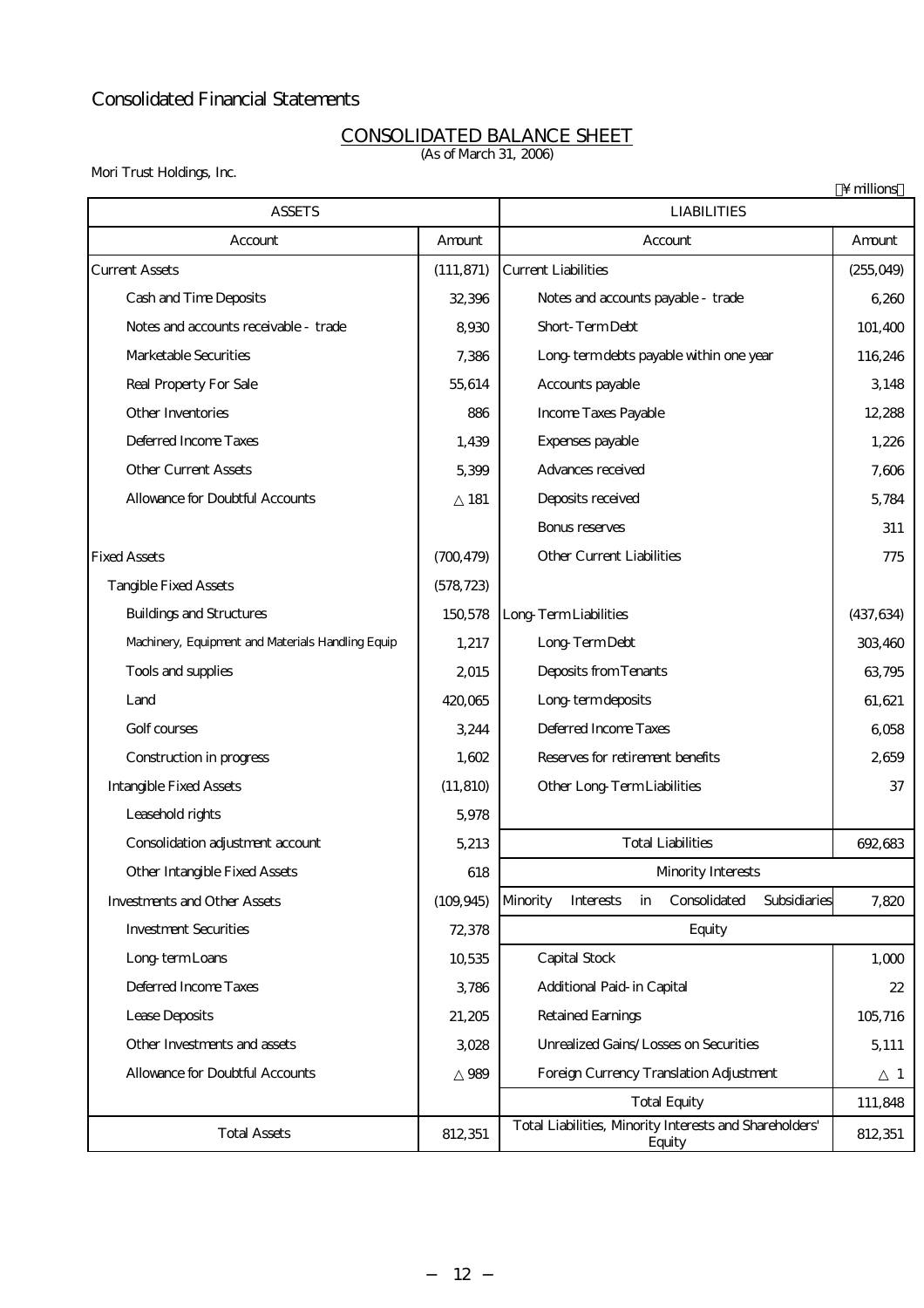# Consolidated Financial Statements

## CONSOLIDATED BALANCE SHEET

(As of March 31, 2006)

Mori Trust Holdings, Inc.

（¥ millions）

| ASSETS | | LIABILITIES | |
|---|---|---|---|
| Account | Amount | Account | Amount |
| Current Assets | (111,871) | Current Liabilities | (255,049) |
| Cash and Time Deposits | 32,396 | Notes and accounts payable - trade | 6,260 |
| Notes and accounts receivable - trade | 8,930 | Short-Term Debt | 101,400 |
| Marketable Securities | 7,386 | Long-term debts payable within one year | 116,246 |
| Real Property For Sale | 55,614 | Accounts payable | 3,148 |
| Other Inventories | 886 | Income Taxes Payable | 12,288 |
| Deferred Income Taxes | 1,439 | Expenses payable | 1,226 |
| Other Current Assets | 5,399 | Advances received | 7,606 |
| Allowance for Doubtful Accounts | △181 | Deposits received | 5,784 |
| | | Bonus reserves | 311 |
| Fixed Assets | (700,479) | Other Current Liabilities | 775 |
| Tangible Fixed Assets | (578,723) | | |
| Buildings and Structures | 150,578 | Long-Term Liabilities | (437,634) |
| Machinery, Equipment and Materials Handling Equip | 1,217 | Long-Term Debt | 303,460 |
| Tools and supplies | 2,015 | Deposits from Tenants | 63,795 |
| Land | 420,065 | Long-term deposits | 61,621 |
| Golf courses | 3,244 | Deferred Income Taxes | 6,058 |
| Construction in progress | 1,602 | Reserves for retirement benefits | 2,659 |
| Intangible Fixed Assets | (11,810) | Other Long-Term Liabilities | 37 |
| Leasehold rights | 5,978 | | |
| Consolidation adjustment account | 5,213 | Total Liabilities | 692,683 |
| Other Intangible Fixed Assets | 618 | Minority Interests | |
| Investments and Other Assets | (109,945) | Minority Interests in Consolidated Subsidiaries | 7,820 |
| Investment Securities | 72,378 | Equity | |
| Long-term Loans | 10,535 | Capital Stock | 1,000 |
| Deferred Income Taxes | 3,786 | Additional Paid-in Capital | 22 |
| Lease Deposits | 21,205 | Retained Earnings | 105,716 |
| Other Investments and assets | 3,028 | Unrealized Gains/Losses on Securities | 5,111 |
| Allowance for Doubtful Accounts | △989 | Foreign Currency Translation Adjustment | △1 |
| | | Total Equity | 111,848 |
| Total Assets | 812,351 | Total Liabilities, Minority Interests and Shareholders' Equity | 812,351 |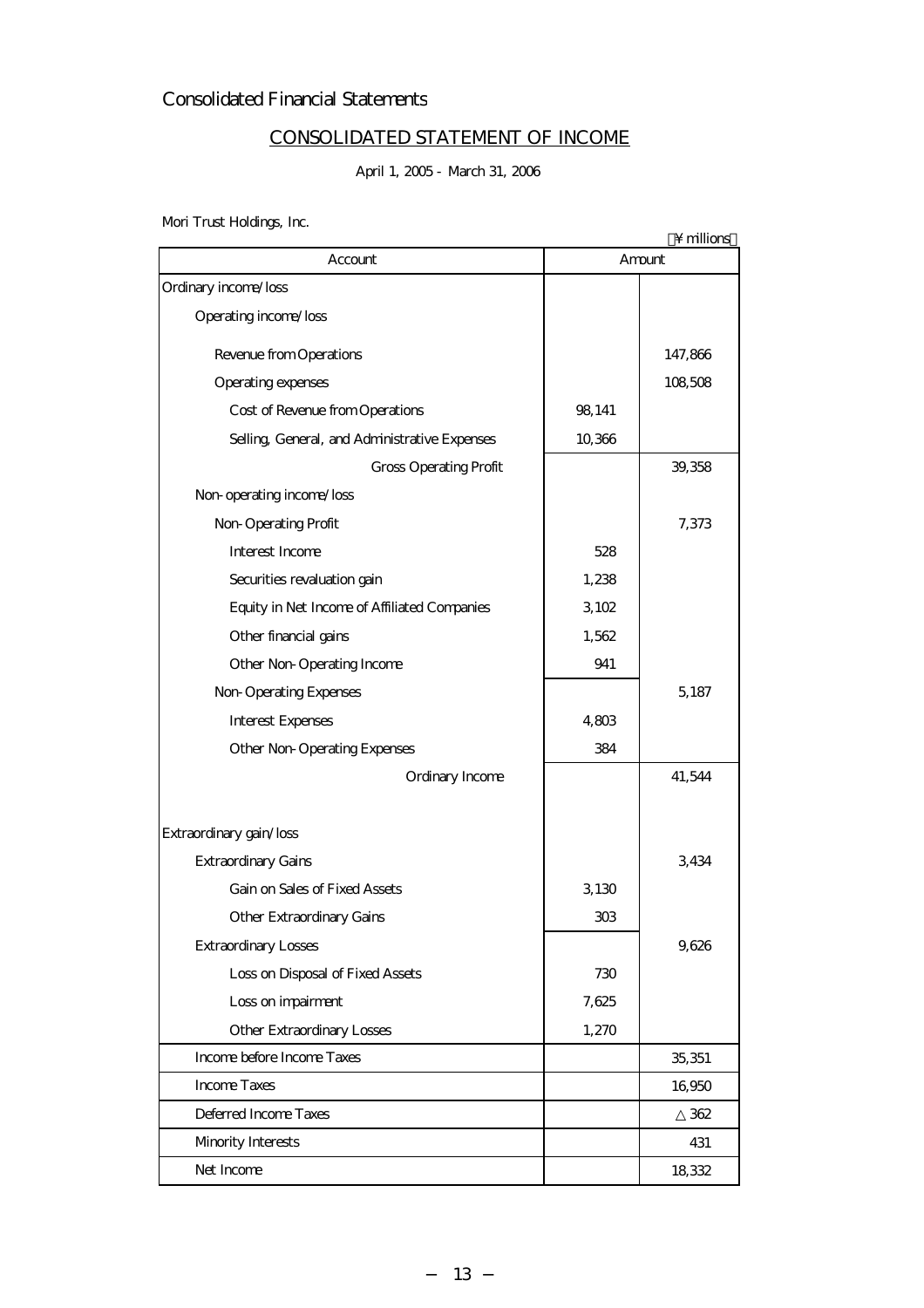Consolidated Financial Statements

## CONSOLIDATED STATEMENT OF INCOME

April 1, 2005 - March 31, 2006

Mori Trust Holdings, Inc.

（¥ millions）

| Account | Amount | |
|---|---|---|
| Ordinary income/loss | | |
| Operating income/loss | | |
| Revenue from Operations | | 147,866 |
| Operating expenses | | 108,508 |
| Cost of Revenue from Operations | 98,141 | |
| Selling, General, and Administrative Expenses | 10,366 | |
| Gross Operating Profit | | 39,358 |
| Non-operating income/loss | | |
| Non-Operating Profit | | 7,373 |
| Interest Income | 528 | |
| Securities revaluation gain | 1,238 | |
| Equity in Net Income of Affiliated Companies | 3,102 | |
| Other financial gains | 1,562 | |
| Other Non-Operating Income | 941 | |
| Non-Operating Expenses | | 5,187 |
| Interest Expenses | 4,803 | |
| Other Non-Operating Expenses | 384 | |
| Ordinary Income | | 41,544 |
| Extraordinary gain/loss | | |
| Extraordinary Gains | | 3,434 |
| Gain on Sales of Fixed Assets | 3,130 | |
| Other Extraordinary Gains | 303 | |
| Extraordinary Losses | | 9,626 |
| Loss on Disposal of Fixed Assets | 730 | |
| Loss on impairment | 7,625 | |
| Other Extraordinary Losses | 1,270 | |
| Income before Income Taxes | | 35,351 |
| Income Taxes | | 16,950 |
| Deferred Income Taxes | | △362 |
| Minority Interests | | 431 |
| Net Income | | 18,332 |